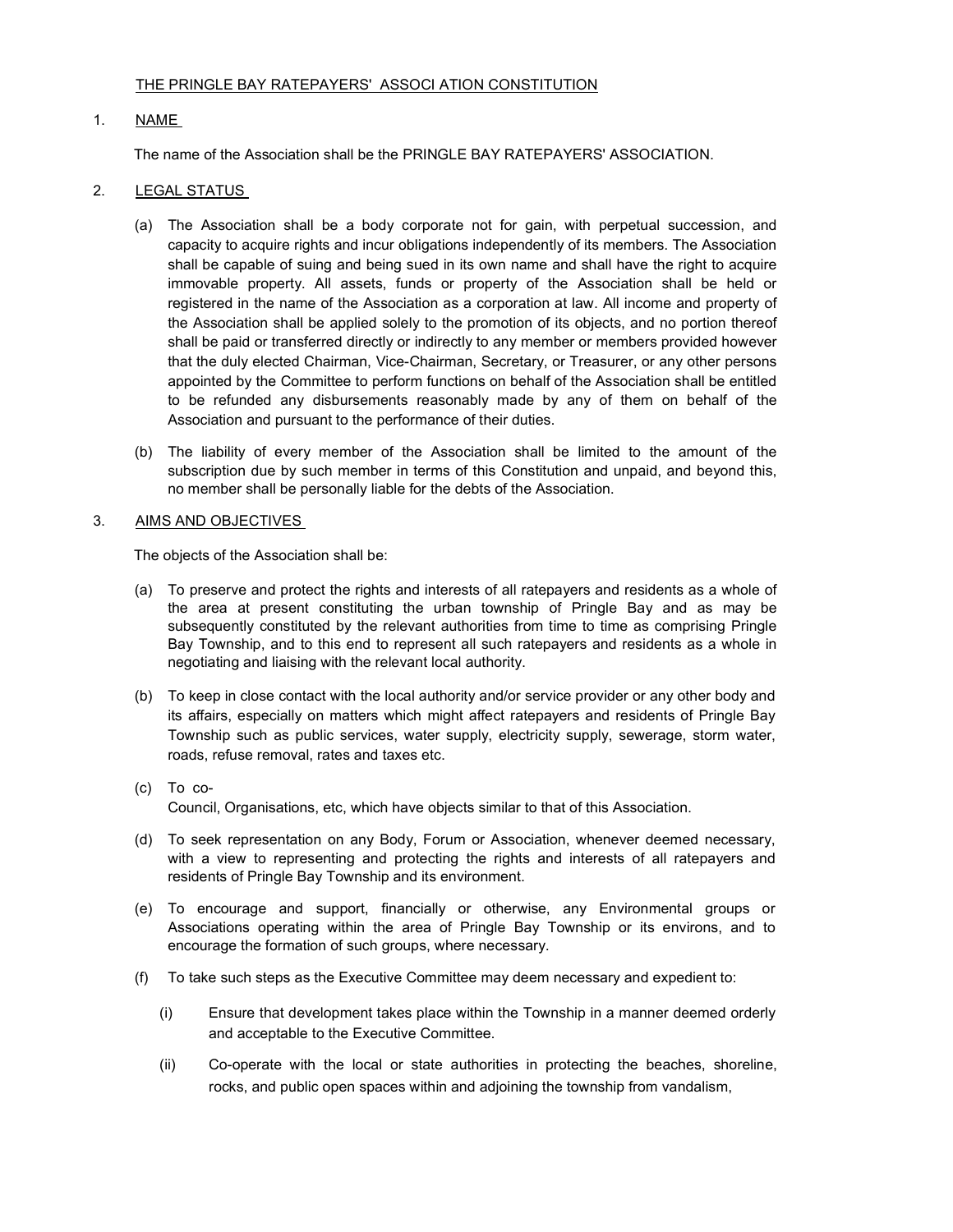# THE PRINGLE BAY RATEPAYERS' ASSOCI ATION CONSTITUTION

## 1. NAME

The name of the Association shall be the PRINGLE BAY RATEPAYERS' ASSOCIATION.

## 2. LEGAL STATUS

(a) The Association shall be a body corporate not for gain, with perpetual succession, and capacity to acquire rights and incur obligations independently of its members. The Association shall be capable of suing and being sued in its own name and shall have the right to acquire immovable property. All assets, funds or property of the Association shall be held or registered in the name of the Association as a corporation at law. All income and property of the Association shall be applied solely to the promotion of its objects, and no portion thereof shall be paid or transferred directly or indirectly to any member or members provided however that the duly elected Chairman, Vice-Chairman, Secretary, or Treasurer, or any other persons appointed by the Committee to perform functions on behalf of the Association shall be entitled to be refunded any disbursements reasonably made by any of them on behalf of the Association and pursuant to the performance of their duties.

(b) The liability of every member of the Association shall be limited to the amount of the subscription due by such member in terms of this Constitution and unpaid, and beyond this, no member shall be personally liable for the debts of the Association.

## 3. AIMS AND OBJECTIVES

The objects of the Association shall be:

(a) To preserve and protect the rights and interests of all ratepayers and residents as a whole of the area at present constituting the urban township of Pringle Bay and as may be subsequently constituted by the relevant authorities from time to time as comprising Pringle Bay Township, and to this end to represent all such ratepayers and residents as a whole in negotiating and liaising with the relevant local authority.

(b) To keep in close contact with the local authority and/or service provider or any other body and its affairs, especially on matters which might affect ratepayers and residents of Pringle Bay Township such as public services, water supply, electricity supply, sewerage, storm water, roads, refuse removal, rates and taxes etc.

(c) To co-
Council, Organisations, etc, which have objects similar to that of this Association.

(d) To seek representation on any Body, Forum or Association, whenever deemed necessary, with a view to representing and protecting the rights and interests of all ratepayers and residents of Pringle Bay Township and its environment.

(e) To encourage and support, financially or otherwise, any Environmental groups or Associations operating within the area of Pringle Bay Township or its environs, and to encourage the formation of such groups, where necessary.

(f) To take such steps as the Executive Committee may deem necessary and expedient to:

   (i) Ensure that development takes place within the Township in a manner deemed orderly and acceptable to the Executive Committee.

   (ii) Co-operate with the local or state authorities in protecting the beaches, shoreline, rocks, and public open spaces within and adjoining the township from vandalism,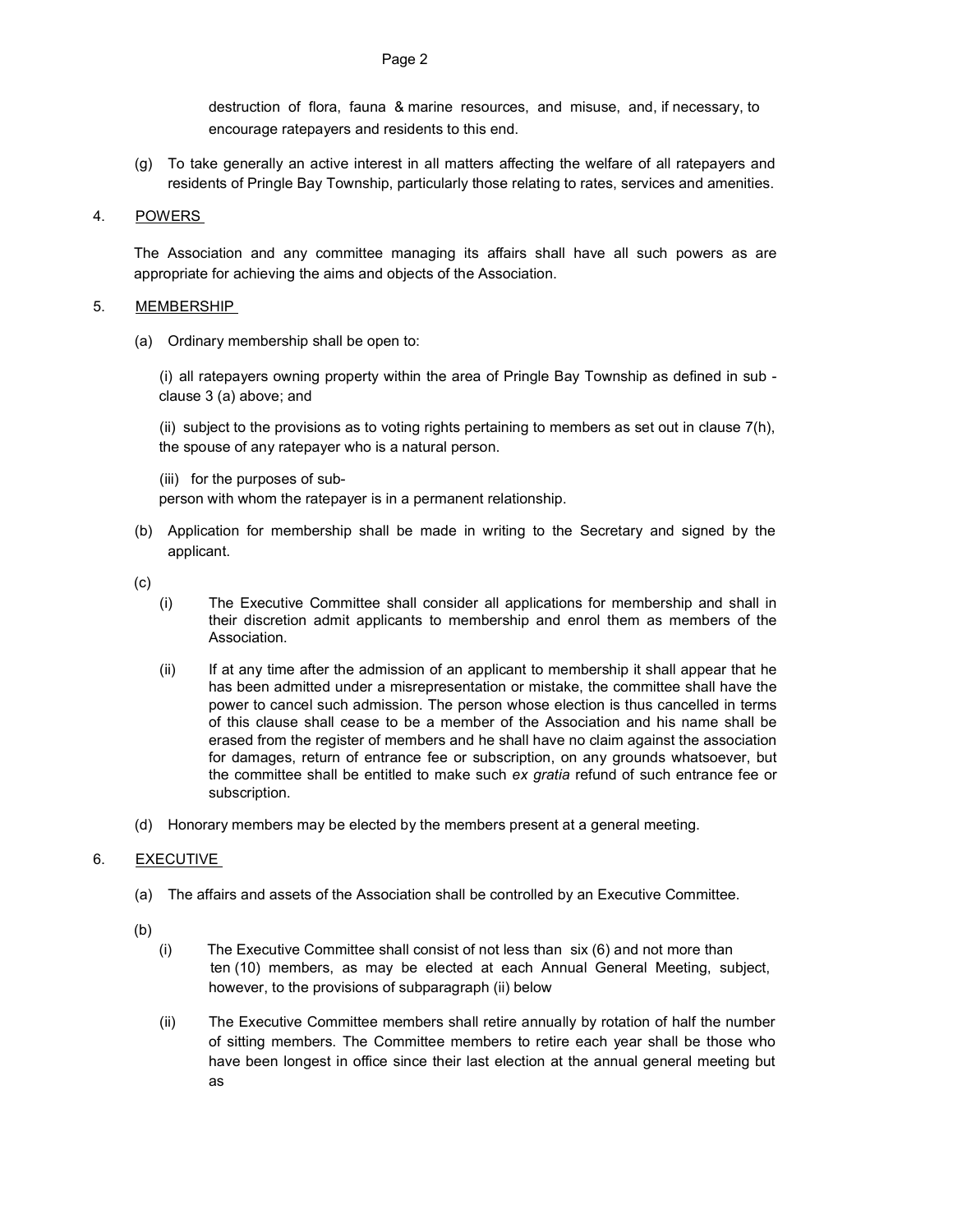destruction of flora, fauna & marine resources, and misuse, and, if necessary, to encourage ratepayers and residents to this end.

(g) To take generally an active interest in all matters affecting the welfare of all ratepayers and residents of Pringle Bay Township, particularly those relating to rates, services and amenities.

4. POWERS

The Association and any committee managing its affairs shall have all such powers as are appropriate for achieving the aims and objects of the Association.

5. MEMBERSHIP

(a) Ordinary membership shall be open to:

(i) all ratepayers owning property within the area of Pringle Bay Township as defined in sub - clause 3 (a) above; and

(ii) subject to the provisions as to voting rights pertaining to members as set out in clause 7(h), the spouse of any ratepayer who is a natural person.

(iii) for the purposes of sub-
person with whom the ratepayer is in a permanent relationship.

(b) Application for membership shall be made in writing to the Secretary and signed by the applicant.

(c)

(i) The Executive Committee shall consider all applications for membership and shall in their discretion admit applicants to membership and enrol them as members of the Association.

(ii) If at any time after the admission of an applicant to membership it shall appear that he has been admitted under a misrepresentation or mistake, the committee shall have the power to cancel such admission. The person whose election is thus cancelled in terms of this clause shall cease to be a member of the Association and his name shall be erased from the register of members and he shall have no claim against the association for damages, return of entrance fee or subscription, on any grounds whatsoever, but the committee shall be entitled to make such *ex gratia* refund of such entrance fee or subscription.

(d) Honorary members may be elected by the members present at a general meeting.

6. EXECUTIVE

(a) The affairs and assets of the Association shall be controlled by an Executive Committee.

(b)

(i) The Executive Committee shall consist of not less than six (6) and not more than ten (10) members, as may be elected at each Annual General Meeting, subject, however, to the provisions of subparagraph (ii) below

(ii) The Executive Committee members shall retire annually by rotation of half the number of sitting members. The Committee members to retire each year shall be those who have been longest in office since their last election at the annual general meeting but as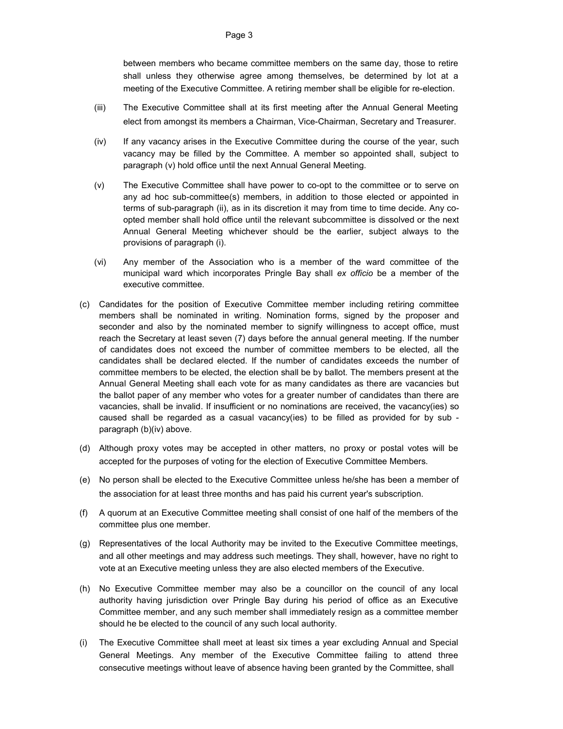between members who became committee members on the same day, those to retire shall unless they otherwise agree among themselves, be determined by lot at a meeting of the Executive Committee. A retiring member shall be eligible for re-election.

(iii) The Executive Committee shall at its first meeting after the Annual General Meeting elect from amongst its members a Chairman, Vice-Chairman, Secretary and Treasurer.

(iv) If any vacancy arises in the Executive Committee during the course of the year, such vacancy may be filled by the Committee. A member so appointed shall, subject to paragraph (v) hold office until the next Annual General Meeting.

(v) The Executive Committee shall have power to co-opt to the committee or to serve on any ad hoc sub-committee(s) members, in addition to those elected or appointed in terms of sub-paragraph (ii), as in its discretion it may from time to time decide. Any co-opted member shall hold office until the relevant subcommittee is dissolved or the next Annual General Meeting whichever should be the earlier, subject always to the provisions of paragraph (i).

(vi) Any member of the Association who is a member of the ward committee of the municipal ward which incorporates Pringle Bay shall *ex officio* be a member of the executive committee.

(c) Candidates for the position of Executive Committee member including retiring committee members shall be nominated in writing. Nomination forms, signed by the proposer and seconder and also by the nominated member to signify willingness to accept office, must reach the Secretary at least seven (7) days before the annual general meeting. If the number of candidates does not exceed the number of committee members to be elected, all the candidates shall be declared elected. If the number of candidates exceeds the number of committee members to be elected, the election shall be by ballot. The members present at the Annual General Meeting shall each vote for as many candidates as there are vacancies but the ballot paper of any member who votes for a greater number of candidates than there are vacancies, shall be invalid. If insufficient or no nominations are received, the vacancy(ies) so caused shall be regarded as a casual vacancy(ies) to be filled as provided for by sub - paragraph (b)(iv) above.

(d) Although proxy votes may be accepted in other matters, no proxy or postal votes will be accepted for the purposes of voting for the election of Executive Committee Members.

(e) No person shall be elected to the Executive Committee unless he/she has been a member of the association for at least three months and has paid his current year's subscription.

(f) A quorum at an Executive Committee meeting shall consist of one half of the members of the committee plus one member.

(g) Representatives of the local Authority may be invited to the Executive Committee meetings, and all other meetings and may address such meetings. They shall, however, have no right to vote at an Executive meeting unless they are also elected members of the Executive.

(h) No Executive Committee member may also be a councillor on the council of any local authority having jurisdiction over Pringle Bay during his period of office as an Executive Committee member, and any such member shall immediately resign as a committee member should he be elected to the council of any such local authority.

(i) The Executive Committee shall meet at least six times a year excluding Annual and Special General Meetings. Any member of the Executive Committee failing to attend three consecutive meetings without leave of absence having been granted by the Committee, shall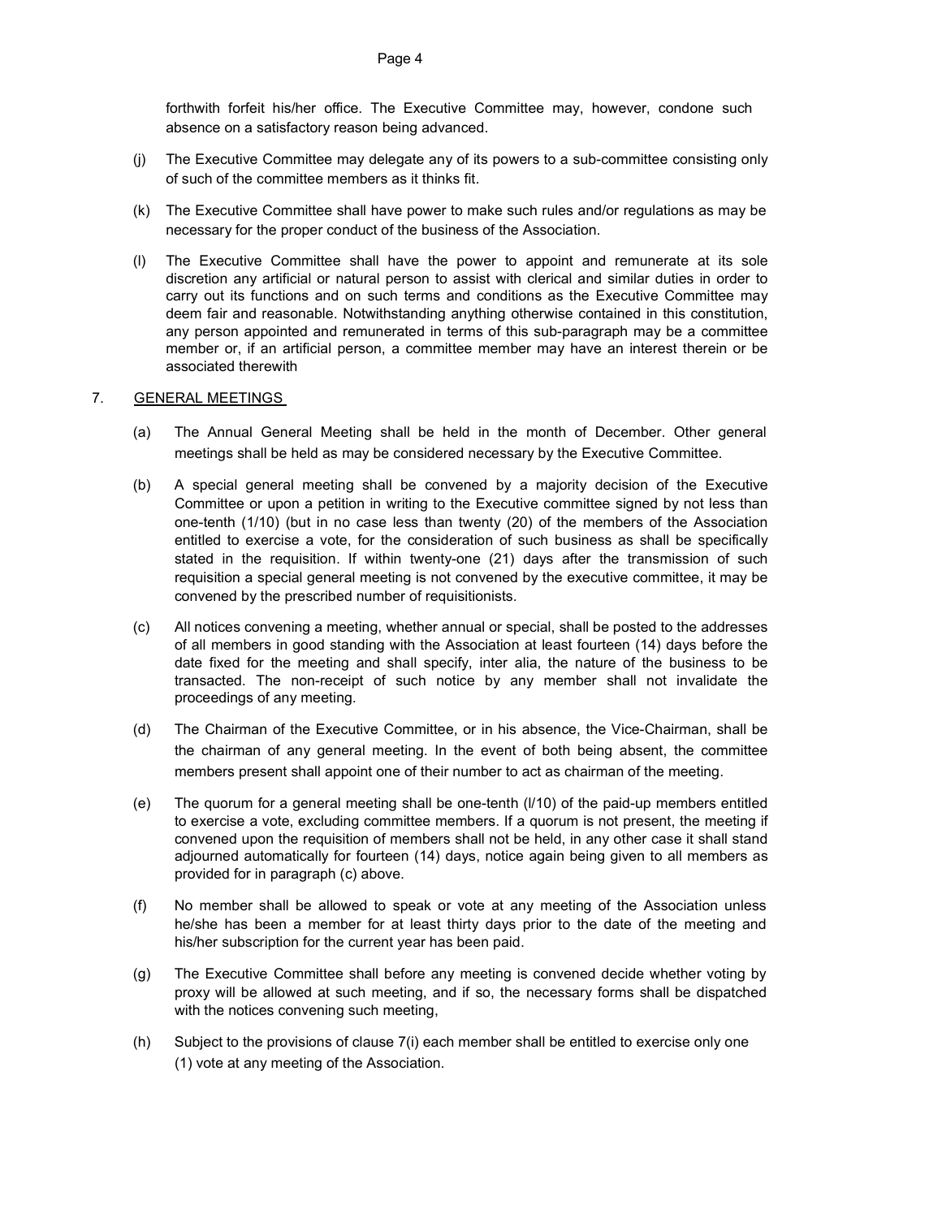forthwith forfeit his/her office. The Executive Committee may, however, condone such absence on a satisfactory reason being advanced.

(j) The Executive Committee may delegate any of its powers to a sub-committee consisting only of such of the committee members as it thinks fit.

(k) The Executive Committee shall have power to make such rules and/or regulations as may be necessary for the proper conduct of the business of the Association.

(l) The Executive Committee shall have the power to appoint and remunerate at its sole discretion any artificial or natural person to assist with clerical and similar duties in order to carry out its functions and on such terms and conditions as the Executive Committee may deem fair and reasonable. Notwithstanding anything otherwise contained in this constitution, any person appointed and remunerated in terms of this sub-paragraph may be a committee member or, if an artificial person, a committee member may have an interest therein or be associated therewith

7. <u>GENERAL MEETINGS</u>

(a) The Annual General Meeting shall be held in the month of December. Other general meetings shall be held as may be considered necessary by the Executive Committee.

(b) A special general meeting shall be convened by a majority decision of the Executive Committee or upon a petition in writing to the Executive committee signed by not less than one-tenth (1/10) (but in no case less than twenty (20) of the members of the Association entitled to exercise a vote, for the consideration of such business as shall be specifically stated in the requisition. If within twenty-one (21) days after the transmission of such requisition a special general meeting is not convened by the executive committee, it may be convened by the prescribed number of requisitionists.

(c) All notices convening a meeting, whether annual or special, shall be posted to the addresses of all members in good standing with the Association at least fourteen (14) days before the date fixed for the meeting and shall specify, inter alia, the nature of the business to be transacted. The non-receipt of such notice by any member shall not invalidate the proceedings of any meeting.

(d) The Chairman of the Executive Committee, or in his absence, the Vice-Chairman, shall be the chairman of any general meeting. In the event of both being absent, the committee members present shall appoint one of their number to act as chairman of the meeting.

(e) The quorum for a general meeting shall be one-tenth (l/10) of the paid-up members entitled to exercise a vote, excluding committee members. If a quorum is not present, the meeting if convened upon the requisition of members shall not be held, in any other case it shall stand adjourned automatically for fourteen (14) days, notice again being given to all members as provided for in paragraph (c) above.

(f) No member shall be allowed to speak or vote at any meeting of the Association unless he/she has been a member for at least thirty days prior to the date of the meeting and his/her subscription for the current year has been paid.

(g) The Executive Committee shall before any meeting is convened decide whether voting by proxy will be allowed at such meeting, and if so, the necessary forms shall be dispatched with the notices convening such meeting,

(h) Subject to the provisions of clause 7(i) each member shall be entitled to exercise only one (1) vote at any meeting of the Association.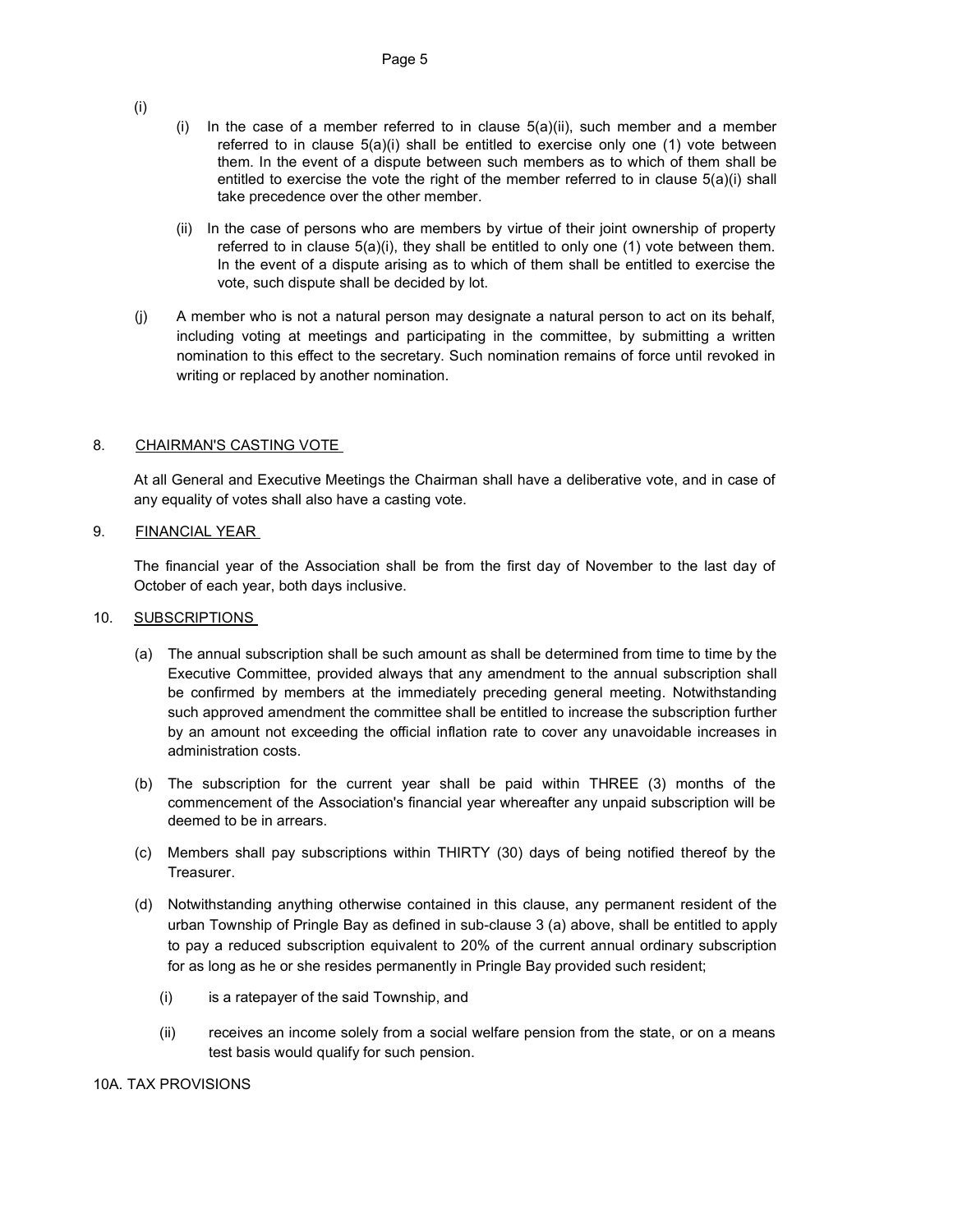(i)

(i) In the case of a member referred to in clause 5(a)(ii), such member and a member referred to in clause 5(a)(i) shall be entitled to exercise only one (1) vote between them. In the event of a dispute between such members as to which of them shall be entitled to exercise the vote the right of the member referred to in clause 5(a)(i) shall take precedence over the other member.

(ii) In the case of persons who are members by virtue of their joint ownership of property referred to in clause 5(a)(i), they shall be entitled to only one (1) vote between them. In the event of a dispute arising as to which of them shall be entitled to exercise the vote, such dispute shall be decided by lot.

(j) A member who is not a natural person may designate a natural person to act on its behalf, including voting at meetings and participating in the committee, by submitting a written nomination to this effect to the secretary. Such nomination remains of force until revoked in writing or replaced by another nomination.

## 8. CHAIRMAN'S CASTING VOTE

At all General and Executive Meetings the Chairman shall have a deliberative vote, and in case of any equality of votes shall also have a casting vote.

## 9. FINANCIAL YEAR

The financial year of the Association shall be from the first day of November to the last day of October of each year, both days inclusive.

## 10. SUBSCRIPTIONS

(a) The annual subscription shall be such amount as shall be determined from time to time by the Executive Committee, provided always that any amendment to the annual subscription shall be confirmed by members at the immediately preceding general meeting. Notwithstanding such approved amendment the committee shall be entitled to increase the subscription further by an amount not exceeding the official inflation rate to cover any unavoidable increases in administration costs.

(b) The subscription for the current year shall be paid within THREE (3) months of the commencement of the Association's financial year whereafter any unpaid subscription will be deemed to be in arrears.

(c) Members shall pay subscriptions within THIRTY (30) days of being notified thereof by the Treasurer.

(d) Notwithstanding anything otherwise contained in this clause, any permanent resident of the urban Township of Pringle Bay as defined in sub-clause 3 (a) above, shall be entitled to apply to pay a reduced subscription equivalent to 20% of the current annual ordinary subscription for as long as he or she resides permanently in Pringle Bay provided such resident;

(i) is a ratepayer of the said Township, and

(ii) receives an income solely from a social welfare pension from the state, or on a means test basis would qualify for such pension.

## 10A. TAX PROVISIONS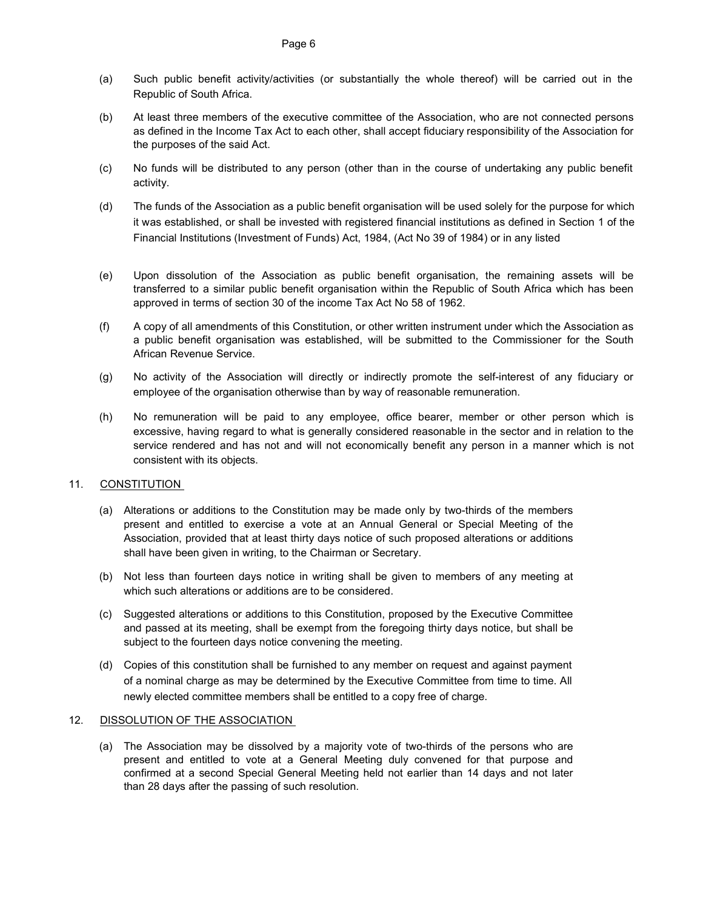(a) Such public benefit activity/activities (or substantially the whole thereof) will be carried out in the Republic of South Africa.

(b) At least three members of the executive committee of the Association, who are not connected persons as defined in the Income Tax Act to each other, shall accept fiduciary responsibility of the Association for the purposes of the said Act.

(c) No funds will be distributed to any person (other than in the course of undertaking any public benefit activity.

(d) The funds of the Association as a public benefit organisation will be used solely for the purpose for which it was established, or shall be invested with registered financial institutions as defined in Section 1 of the Financial Institutions (Investment of Funds) Act, 1984, (Act No 39 of 1984) or in any listed

(e) Upon dissolution of the Association as public benefit organisation, the remaining assets will be transferred to a similar public benefit organisation within the Republic of South Africa which has been approved in terms of section 30 of the income Tax Act No 58 of 1962.

(f) A copy of all amendments of this Constitution, or other written instrument under which the Association as a public benefit organisation was established, will be submitted to the Commissioner for the South African Revenue Service.

(g) No activity of the Association will directly or indirectly promote the self-interest of any fiduciary or employee of the organisation otherwise than by way of reasonable remuneration.

(h) No remuneration will be paid to any employee, office bearer, member or other person which is excessive, having regard to what is generally considered reasonable in the sector and in relation to the service rendered and has not and will not economically benefit any person in a manner which is not consistent with its objects.

11. <u>CONSTITUTION</u>

(a) Alterations or additions to the Constitution may be made only by two-thirds of the members present and entitled to exercise a vote at an Annual General or Special Meeting of the Association, provided that at least thirty days notice of such proposed alterations or additions shall have been given in writing, to the Chairman or Secretary.

(b) Not less than fourteen days notice in writing shall be given to members of any meeting at which such alterations or additions are to be considered.

(c) Suggested alterations or additions to this Constitution, proposed by the Executive Committee and passed at its meeting, shall be exempt from the foregoing thirty days notice, but shall be subject to the fourteen days notice convening the meeting.

(d) Copies of this constitution shall be furnished to any member on request and against payment of a nominal charge as may be determined by the Executive Committee from time to time. All newly elected committee members shall be entitled to a copy free of charge.

12. <u>DISSOLUTION OF THE ASSOCIATION</u>

(a) The Association may be dissolved by a majority vote of two-thirds of the persons who are present and entitled to vote at a General Meeting duly convened for that purpose and confirmed at a second Special General Meeting held not earlier than 14 days and not later than 28 days after the passing of such resolution.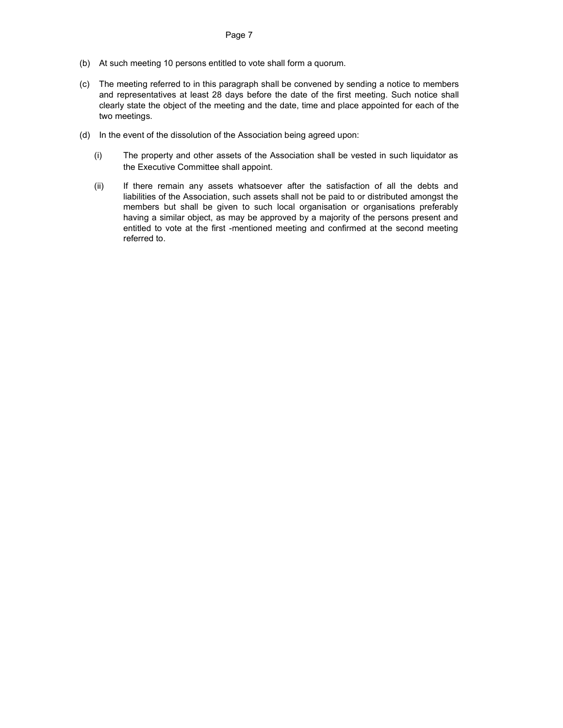(b) At such meeting 10 persons entitled to vote shall form a quorum.

(c) The meeting referred to in this paragraph shall be convened by sending a notice to members and representatives at least 28 days before the date of the first meeting. Such notice shall clearly state the object of the meeting and the date, time and place appointed for each of the two meetings.

(d) In the event of the dissolution of the Association being agreed upon:

 (i) The property and other assets of the Association shall be vested in such liquidator as the Executive Committee shall appoint.

 (ii) If there remain any assets whatsoever after the satisfaction of all the debts and liabilities of the Association, such assets shall not be paid to or distributed amongst the members but shall be given to such local organisation or organisations preferably having a similar object, as may be approved by a majority of the persons present and entitled to vote at the first -mentioned meeting and confirmed at the second meeting referred to.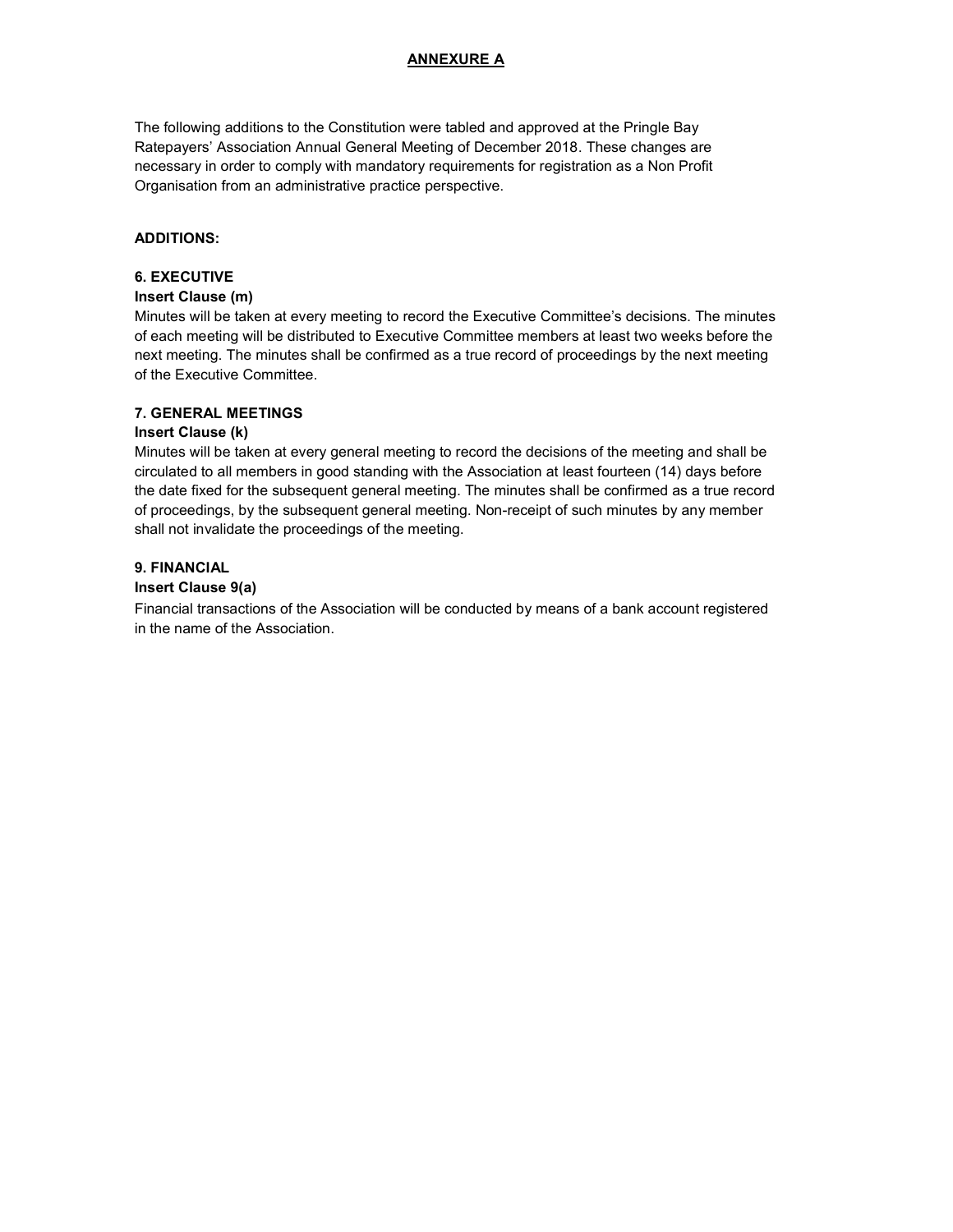# ANNEXURE A

The following additions to the Constitution were tabled and approved at the Pringle Bay Ratepayers' Association Annual General Meeting of December 2018. These changes are necessary in order to comply with mandatory requirements for registration as a Non Profit Organisation from an administrative practice perspective.

**ADDITIONS:**

**6. EXECUTIVE**

**Insert Clause (m)**

Minutes will be taken at every meeting to record the Executive Committee's decisions. The minutes of each meeting will be distributed to Executive Committee members at least two weeks before the next meeting. The minutes shall be confirmed as a true record of proceedings by the next meeting of the Executive Committee.

**7. GENERAL MEETINGS**

**Insert Clause (k)**

Minutes will be taken at every general meeting to record the decisions of the meeting and shall be circulated to all members in good standing with the Association at least fourteen (14) days before the date fixed for the subsequent general meeting. The minutes shall be confirmed as a true record of proceedings, by the subsequent general meeting. Non-receipt of such minutes by any member shall not invalidate the proceedings of the meeting.

**9. FINANCIAL**

**Insert Clause 9(a)**

Financial transactions of the Association will be conducted by means of a bank account registered in the name of the Association.